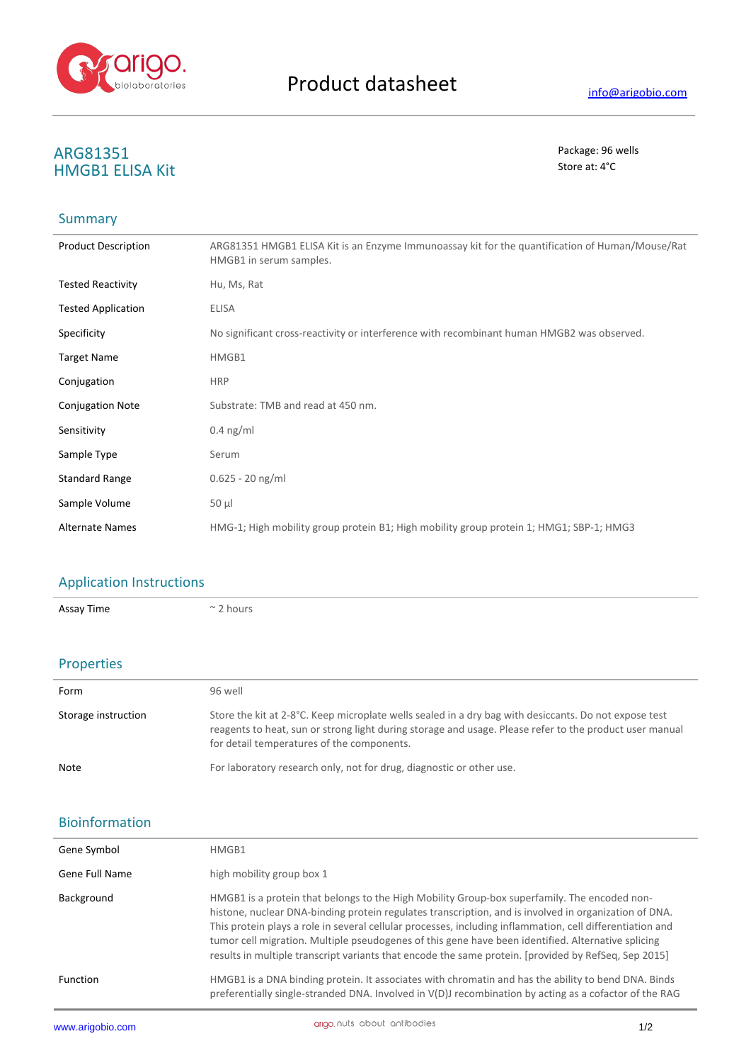# Product datasheet

info@arigobio.com

## ARG81351
## HMGB1 ELISA Kit

Package: 96 wells
Store at: 4°C

## Summary

| | |
|---|---|
| Product Description | ARG81351 HMGB1 ELISA Kit is an Enzyme Immunoassay kit for the quantification of Human/Mouse/Rat HMGB1 in serum samples. |
| Tested Reactivity | Hu, Ms, Rat |
| Tested Application | ELISA |
| Specificity | No significant cross-reactivity or interference with recombinant human HMGB2 was observed. |
| Target Name | HMGB1 |
| Conjugation | HRP |
| Conjugation Note | Substrate: TMB and read at 450 nm. |
| Sensitivity | 0.4 ng/ml |
| Sample Type | Serum |
| Standard Range | 0.625 - 20 ng/ml |
| Sample Volume | 50 µl |
| Alternate Names | HMG-1; High mobility group protein B1; High mobility group protein 1; HMG1; SBP-1; HMG3 |

## Application Instructions

| | |
|---|---|
| Assay Time | ~ 2 hours |

## Properties

| | |
|---|---|
| Form | 96 well |
| Storage instruction | Store the kit at 2-8°C. Keep microplate wells sealed in a dry bag with desiccants. Do not expose test reagents to heat, sun or strong light during storage and usage. Please refer to the product user manual for detail temperatures of the components. |
| Note | For laboratory research only, not for drug, diagnostic or other use. |

## Bioinformation

| | |
|---|---|
| Gene Symbol | HMGB1 |
| Gene Full Name | high mobility group box 1 |
| Background | HMGB1 is a protein that belongs to the High Mobility Group-box superfamily. The encoded non-histone, nuclear DNA-binding protein regulates transcription, and is involved in organization of DNA. This protein plays a role in several cellular processes, including inflammation, cell differentiation and tumor cell migration. Multiple pseudogenes of this gene have been identified. Alternative splicing results in multiple transcript variants that encode the same protein. [provided by RefSeq, Sep 2015] |
| Function | HMGB1 is a DNA binding protein. It associates with chromatin and has the ability to bend DNA. Binds preferentially single-stranded DNA. Involved in V(D)J recombination by acting as a cofactor of the RAG |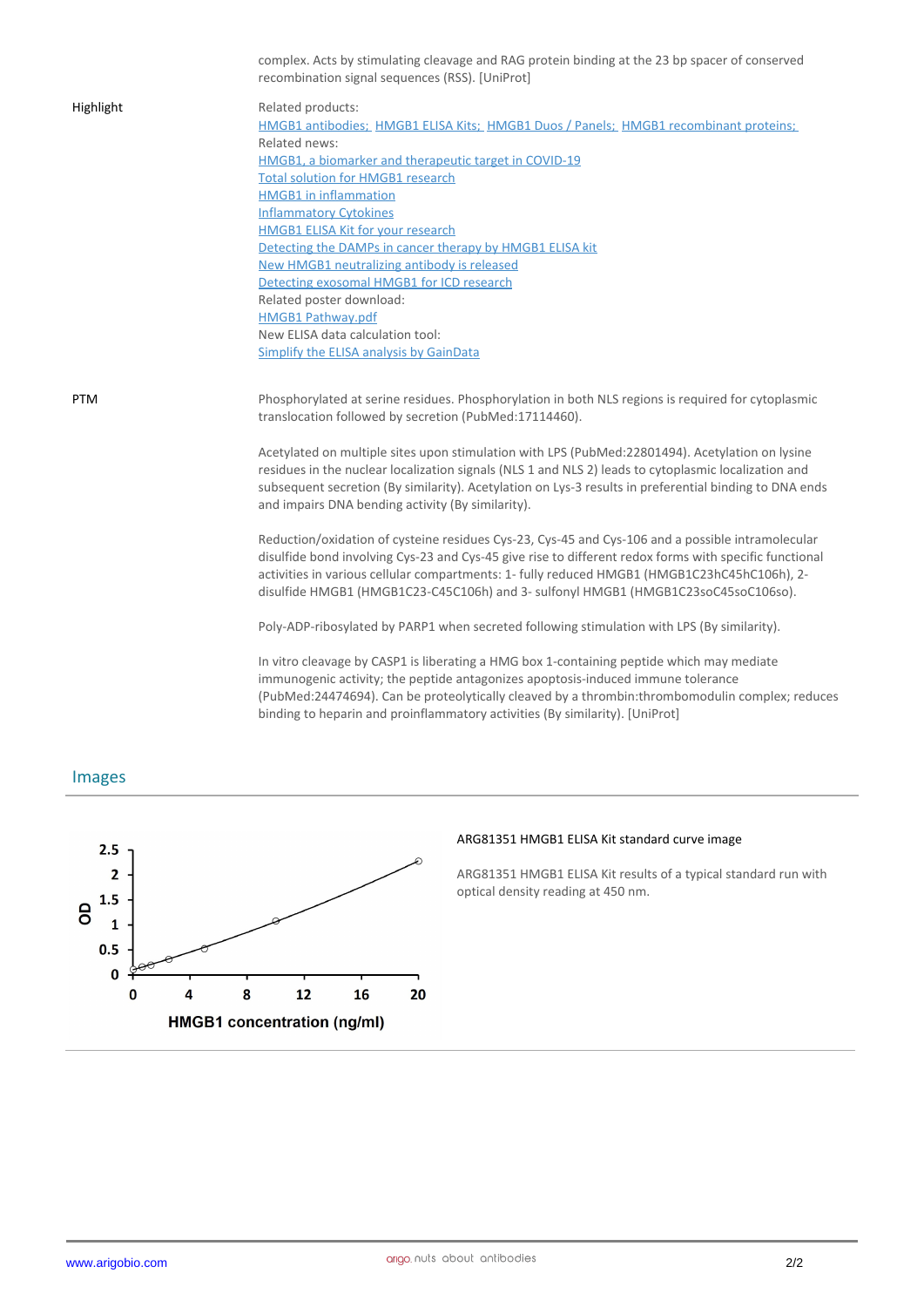complex. Acts by stimulating cleavage and RAG protein binding at the 23 bp spacer of conserved recombination signal sequences (RSS). [UniProt]

**Highlight**

Related products:
HMGB1 antibodies; HMGB1 ELISA Kits; HMGB1 Duos / Panels; HMGB1 recombinant proteins;
Related news:
HMGB1, a biomarker and therapeutic target in COVID-19
Total solution for HMGB1 research
HMGB1 in inflammation
Inflammatory Cytokines
HMGB1 ELISA Kit for your research
Detecting the DAMPs in cancer therapy by HMGB1 ELISA kit
New HMGB1 neutralizing antibody is released
Detecting exosomal HMGB1 for ICD research
Related poster download:
HMGB1 Pathway.pdf
New ELISA data calculation tool:
Simplify the ELISA analysis by GainData

**PTM**

Phosphorylated at serine residues. Phosphorylation in both NLS regions is required for cytoplasmic translocation followed by secretion (PubMed:17114460).

Acetylated on multiple sites upon stimulation with LPS (PubMed:22801494). Acetylation on lysine residues in the nuclear localization signals (NLS 1 and NLS 2) leads to cytoplasmic localization and subsequent secretion (By similarity). Acetylation on Lys-3 results in preferential binding to DNA ends and impairs DNA bending activity (By similarity).

Reduction/oxidation of cysteine residues Cys-23, Cys-45 and Cys-106 and a possible intramolecular disulfide bond involving Cys-23 and Cys-45 give rise to different redox forms with specific functional activities in various cellular compartments: 1- fully reduced HMGB1 (HMGB1C23hC45hC106h), 2- disulfide HMGB1 (HMGB1C23-C45C106h) and 3- sulfonyl HMGB1 (HMGB1C23soC45soC106so).

Poly-ADP-ribosylated by PARP1 when secreted following stimulation with LPS (By similarity).

In vitro cleavage by CASP1 is liberating a HMG box 1-containing peptide which may mediate immunogenic activity; the peptide antagonizes apoptosis-induced immune tolerance (PubMed:24474694). Can be proteolytically cleaved by a thrombin:thrombomodulin complex; reduces binding to heparin and proinflammatory activities (By similarity). [UniProt]

## Images

OD
2.5
2
1.5
1
0.5
0
0
4
8
12
16
20
HMGB1 concentration (ng/ml)

ARG81351 HMGB1 ELISA Kit standard curve image

ARG81351 HMGB1 ELISA Kit results of a typical standard run with optical density reading at 450 nm.